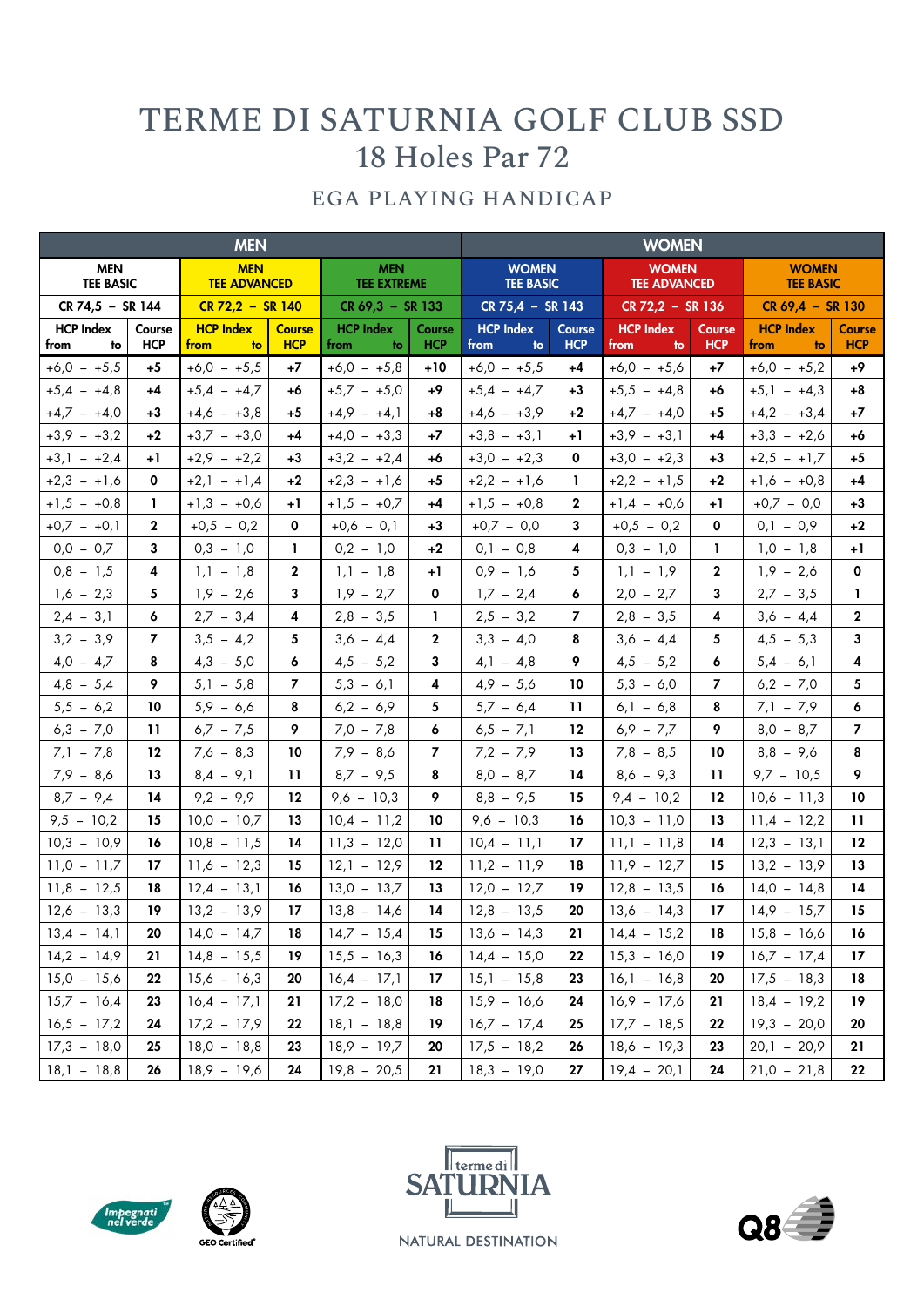# TERME DI SATURNIA GOLF CLUB SSD

## 18 Holes Par 72

### EGA PLAYING HANDICAP

| MEN | | | | | | WOMEN | | | | | |
|---|---|---|---|---|---|---|---|---|---|---|---|
| MEN TEE BASIC | | MEN TEE ADVANCED | | MEN TEE EXTREME | | WOMEN TEE BASIC | | WOMEN TEE ADVANCED | | WOMEN TEE BASIC | |
| CR 74,5 – SR 144 | | CR 72,2 – SR 140 | | CR 69,3 – SR 133 | | CR 75,4 – SR 143 | | CR 72,2 – SR 136 | | CR 69,4 – SR 130 | |
| HCP Index from – to | Course HCP | HCP Index from – to | Course HCP | HCP Index from – to | Course HCP | HCP Index from – to | Course HCP | HCP Index from – to | Course HCP | HCP Index from – to | Course HCP |
| +6,0 – +5,5 | +5 | +6,0 – +5,5 | +7 | +6,0 – +5,8 | +10 | +6,0 – +5,5 | +4 | +6,0 – +5,6 | +7 | +6,0 – +5,2 | +9 |
| +5,4 – +4,8 | +4 | +5,4 – +4,7 | +6 | +5,7 – +5,0 | +9 | +5,4 – +4,7 | +3 | +5,5 – +4,8 | +6 | +5,1 – +4,3 | +8 |
| +4,7 – +4,0 | +3 | +4,6 – +3,8 | +5 | +4,9 – +4,1 | +8 | +4,6 – +3,9 | +2 | +4,7 – +4,0 | +5 | +4,2 – +3,4 | +7 |
| +3,9 – +3,2 | +2 | +3,7 – +3,0 | +4 | +4,0 – +3,3 | +7 | +3,8 – +3,1 | +1 | +3,9 – +3,1 | +4 | +3,3 – +2,6 | +6 |
| +3,1 – +2,4 | +1 | +2,9 – +2,2 | +3 | +3,2 – +2,4 | +6 | +3,0 – +2,3 | 0 | +3,0 – +2,3 | +3 | +2,5 – +1,7 | +5 |
| +2,3 – +1,6 | 0 | +2,1 – +1,4 | +2 | +2,3 – +1,6 | +5 | +2,2 – +1,6 | 1 | +2,2 – +1,5 | +2 | +1,6 – +0,8 | +4 |
| +1,5 – +0,8 | 1 | +1,3 – +0,6 | +1 | +1,5 – +0,7 | +4 | +1,5 – +0,8 | 2 | +1,4 – +0,6 | +1 | +0,7 – 0,0 | +3 |
| +0,7 – +0,1 | 2 | +0,5 – 0,2 | 0 | +0,6 – 0,1 | +3 | +0,7 – 0,0 | 3 | +0,5 – 0,2 | 0 | 0,1 – 0,9 | +2 |
| 0,0 – 0,7 | 3 | 0,3 – 1,0 | 1 | 0,2 – 1,0 | +2 | 0,1 – 0,8 | 4 | 0,3 – 1,0 | 1 | 1,0 – 1,8 | +1 |
| 0,8 – 1,5 | 4 | 1,1 – 1,8 | 2 | 1,1 – 1,8 | +1 | 0,9 – 1,6 | 5 | 1,1 – 1,9 | 2 | 1,9 – 2,6 | 0 |
| 1,6 – 2,3 | 5 | 1,9 – 2,6 | 3 | 1,9 – 2,7 | 0 | 1,7 – 2,4 | 6 | 2,0 – 2,7 | 3 | 2,7 – 3,5 | 1 |
| 2,4 – 3,1 | 6 | 2,7 – 3,4 | 4 | 2,8 – 3,5 | 1 | 2,5 – 3,2 | 7 | 2,8 – 3,5 | 4 | 3,6 – 4,4 | 2 |
| 3,2 – 3,9 | 7 | 3,5 – 4,2 | 5 | 3,6 – 4,4 | 2 | 3,3 – 4,0 | 8 | 3,6 – 4,4 | 5 | 4,5 – 5,3 | 3 |
| 4,0 – 4,7 | 8 | 4,3 – 5,0 | 6 | 4,5 – 5,2 | 3 | 4,1 – 4,8 | 9 | 4,5 – 5,2 | 6 | 5,4 – 6,1 | 4 |
| 4,8 – 5,4 | 9 | 5,1 – 5,8 | 7 | 5,3 – 6,1 | 4 | 4,9 – 5,6 | 10 | 5,3 – 6,0 | 7 | 6,2 – 7,0 | 5 |
| 5,5 – 6,2 | 10 | 5,9 – 6,6 | 8 | 6,2 – 6,9 | 5 | 5,7 – 6,4 | 11 | 6,1 – 6,8 | 8 | 7,1 – 7,9 | 6 |
| 6,3 – 7,0 | 11 | 6,7 – 7,5 | 9 | 7,0 – 7,8 | 6 | 6,5 – 7,1 | 12 | 6,9 – 7,7 | 9 | 8,0 – 8,7 | 7 |
| 7,1 – 7,8 | 12 | 7,6 – 8,3 | 10 | 7,9 – 8,6 | 7 | 7,2 – 7,9 | 13 | 7,8 – 8,5 | 10 | 8,8 – 9,6 | 8 |
| 7,9 – 8,6 | 13 | 8,4 – 9,1 | 11 | 8,7 – 9,5 | 8 | 8,0 – 8,7 | 14 | 8,6 – 9,3 | 11 | 9,7 – 10,5 | 9 |
| 8,7 – 9,4 | 14 | 9,2 – 9,9 | 12 | 9,6 – 10,3 | 9 | 8,8 – 9,5 | 15 | 9,4 – 10,2 | 12 | 10,6 – 11,3 | 10 |
| 9,5 – 10,2 | 15 | 10,0 – 10,7 | 13 | 10,4 – 11,2 | 10 | 9,6 – 10,3 | 16 | 10,3 – 11,0 | 13 | 11,4 – 12,2 | 11 |
| 10,3 – 10,9 | 16 | 10,8 – 11,5 | 14 | 11,3 – 12,0 | 11 | 10,4 – 11,1 | 17 | 11,1 – 11,8 | 14 | 12,3 – 13,1 | 12 |
| 11,0 – 11,7 | 17 | 11,6 – 12,3 | 15 | 12,1 – 12,9 | 12 | 11,2 – 11,9 | 18 | 11,9 – 12,7 | 15 | 13,2 – 13,9 | 13 |
| 11,8 – 12,5 | 18 | 12,4 – 13,1 | 16 | 13,0 – 13,7 | 13 | 12,0 – 12,7 | 19 | 12,8 – 13,5 | 16 | 14,0 – 14,8 | 14 |
| 12,6 – 13,3 | 19 | 13,2 – 13,9 | 17 | 13,8 – 14,6 | 14 | 12,8 – 13,5 | 20 | 13,6 – 14,3 | 17 | 14,9 – 15,7 | 15 |
| 13,4 – 14,1 | 20 | 14,0 – 14,7 | 18 | 14,7 – 15,4 | 15 | 13,6 – 14,3 | 21 | 14,4 – 15,2 | 18 | 15,8 – 16,6 | 16 |
| 14,2 – 14,9 | 21 | 14,8 – 15,5 | 19 | 15,5 – 16,3 | 16 | 14,4 – 15,0 | 22 | 15,3 – 16,0 | 19 | 16,7 – 17,4 | 17 |
| 15,0 – 15,6 | 22 | 15,6 – 16,3 | 20 | 16,4 – 17,1 | 17 | 15,1 – 15,8 | 23 | 16,1 – 16,8 | 20 | 17,5 – 18,3 | 18 |
| 15,7 – 16,4 | 23 | 16,4 – 17,1 | 21 | 17,2 – 18,0 | 18 | 15,9 – 16,6 | 24 | 16,9 – 17,6 | 21 | 18,4 – 19,2 | 19 |
| 16,5 – 17,2 | 24 | 17,2 – 17,9 | 22 | 18,1 – 18,8 | 19 | 16,7 – 17,4 | 25 | 17,7 – 18,5 | 22 | 19,3 – 20,0 | 20 |
| 17,3 – 18,0 | 25 | 18,0 – 18,8 | 23 | 18,9 – 19,7 | 20 | 17,5 – 18,2 | 26 | 18,6 – 19,3 | 23 | 20,1 – 20,9 | 21 |
| 18,1 – 18,8 | 26 | 18,9 – 19,6 | 24 | 19,8 – 20,5 | 21 | 18,3 – 19,0 | 27 | 19,4 – 20,1 | 24 | 21,0 – 21,8 | 22 |

Impegnati nel verde

GEO Certified®

terme di SATURNIA

NATURAL DESTINATION

Q8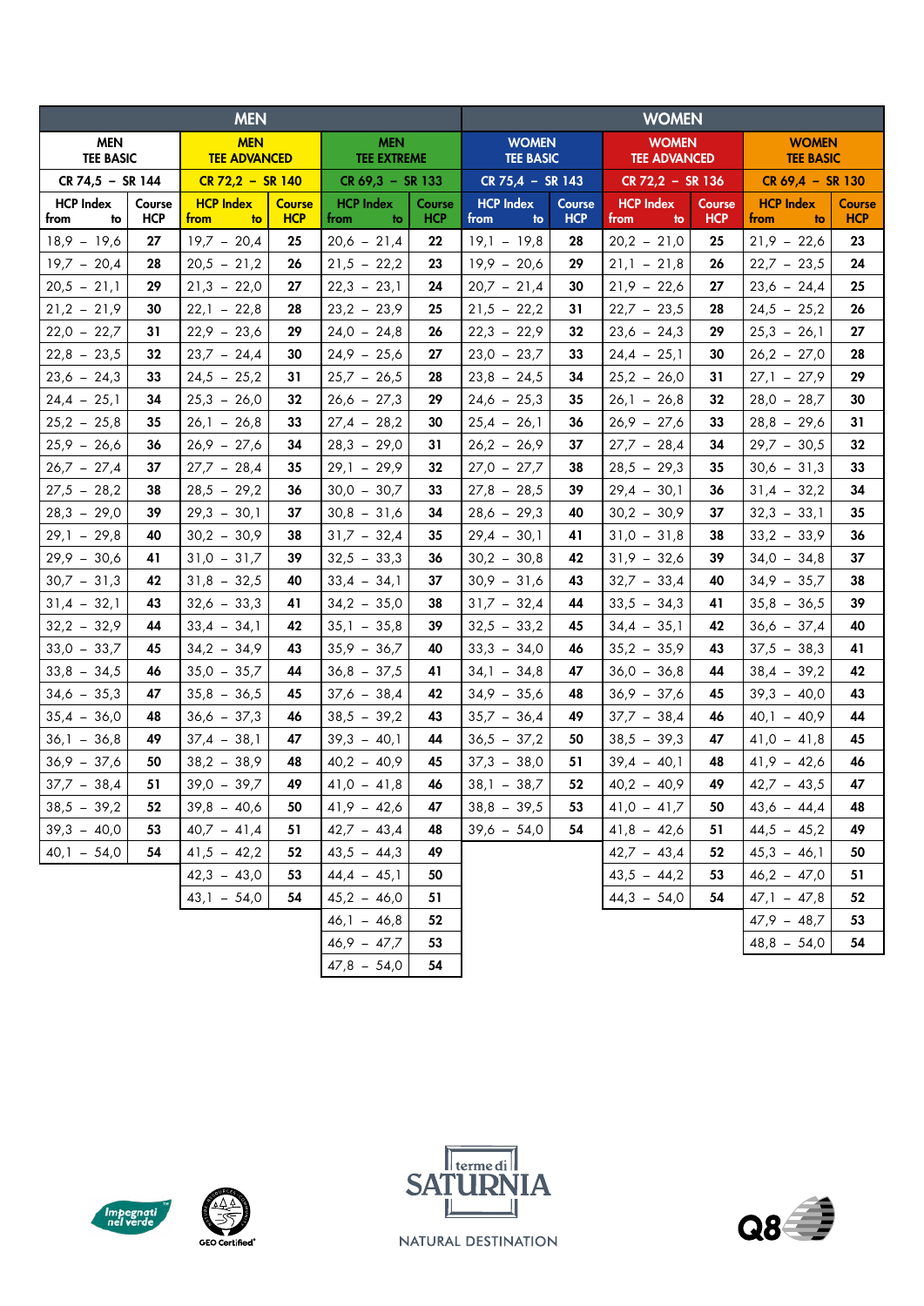| MEN | | | | | | WOMEN | | | | | |
|---|---|---|---|---|---|---|---|---|---|---|---|
| MEN TEE BASIC | | MEN TEE ADVANCED | | MEN TEE EXTREME | | WOMEN TEE BASIC | | WOMEN TEE ADVANCED | | WOMEN TEE BASIC | |
| CR 74,5 – SR 144 | | CR 72,2 – SR 140 | | CR 69,3 – SR 133 | | CR 75,4 – SR 143 | | CR 72,2 – SR 136 | | CR 69,4 – SR 130 | |
| HCP Index from to | Course HCP | HCP Index from to | Course HCP | HCP Index from to | Course HCP | HCP Index from to | Course HCP | HCP Index from to | Course HCP | HCP Index from to | Course HCP |
| 18,9 – 19,6 | 27 | 19,7 – 20,4 | 25 | 20,6 – 21,4 | 22 | 19,1 – 19,8 | 28 | 20,2 – 21,0 | 25 | 21,9 – 22,6 | 23 |
| 19,7 – 20,4 | 28 | 20,5 – 21,2 | 26 | 21,5 – 22,2 | 23 | 19,9 – 20,6 | 29 | 21,1 – 21,8 | 26 | 22,7 – 23,5 | 24 |
| 20,5 – 21,1 | 29 | 21,3 – 22,0 | 27 | 22,3 – 23,1 | 24 | 20,7 – 21,4 | 30 | 21,9 – 22,6 | 27 | 23,6 – 24,4 | 25 |
| 21,2 – 21,9 | 30 | 22,1 – 22,8 | 28 | 23,2 – 23,9 | 25 | 21,5 – 22,2 | 31 | 22,7 – 23,5 | 28 | 24,5 – 25,2 | 26 |
| 22,0 – 22,7 | 31 | 22,9 – 23,6 | 29 | 24,0 – 24,8 | 26 | 22,3 – 22,9 | 32 | 23,6 – 24,3 | 29 | 25,3 – 26,1 | 27 |
| 22,8 – 23,5 | 32 | 23,7 – 24,4 | 30 | 24,9 – 25,6 | 27 | 23,0 – 23,7 | 33 | 24,4 – 25,1 | 30 | 26,2 – 27,0 | 28 |
| 23,6 – 24,3 | 33 | 24,5 – 25,2 | 31 | 25,7 – 26,5 | 28 | 23,8 – 24,5 | 34 | 25,2 – 26,0 | 31 | 27,1 – 27,9 | 29 |
| 24,4 – 25,1 | 34 | 25,3 – 26,0 | 32 | 26,6 – 27,3 | 29 | 24,6 – 25,3 | 35 | 26,1 – 26,8 | 32 | 28,0 – 28,7 | 30 |
| 25,2 – 25,8 | 35 | 26,1 – 26,8 | 33 | 27,4 – 28,2 | 30 | 25,4 – 26,1 | 36 | 26,9 – 27,6 | 33 | 28,8 – 29,6 | 31 |
| 25,9 – 26,6 | 36 | 26,9 – 27,6 | 34 | 28,3 – 29,0 | 31 | 26,2 – 26,9 | 37 | 27,7 – 28,4 | 34 | 29,7 – 30,5 | 32 |
| 26,7 – 27,4 | 37 | 27,7 – 28,4 | 35 | 29,1 – 29,9 | 32 | 27,0 – 27,7 | 38 | 28,5 – 29,3 | 35 | 30,6 – 31,3 | 33 |
| 27,5 – 28,2 | 38 | 28,5 – 29,2 | 36 | 30,0 – 30,7 | 33 | 27,8 – 28,5 | 39 | 29,4 – 30,1 | 36 | 31,4 – 32,2 | 34 |
| 28,3 – 29,0 | 39 | 29,3 – 30,1 | 37 | 30,8 – 31,6 | 34 | 28,6 – 29,3 | 40 | 30,2 – 30,9 | 37 | 32,3 – 33,1 | 35 |
| 29,1 – 29,8 | 40 | 30,2 – 30,9 | 38 | 31,7 – 32,4 | 35 | 29,4 – 30,1 | 41 | 31,0 – 31,8 | 38 | 33,2 – 33,9 | 36 |
| 29,9 – 30,6 | 41 | 31,0 – 31,7 | 39 | 32,5 – 33,3 | 36 | 30,2 – 30,8 | 42 | 31,9 – 32,6 | 39 | 34,0 – 34,8 | 37 |
| 30,7 – 31,3 | 42 | 31,8 – 32,5 | 40 | 33,4 – 34,1 | 37 | 30,9 – 31,6 | 43 | 32,7 – 33,4 | 40 | 34,9 – 35,7 | 38 |
| 31,4 – 32,1 | 43 | 32,6 – 33,3 | 41 | 34,2 – 35,0 | 38 | 31,7 – 32,4 | 44 | 33,5 – 34,3 | 41 | 35,8 – 36,5 | 39 |
| 32,2 – 32,9 | 44 | 33,4 – 34,1 | 42 | 35,1 – 35,8 | 39 | 32,5 – 33,2 | 45 | 34,4 – 35,1 | 42 | 36,6 – 37,4 | 40 |
| 33,0 – 33,7 | 45 | 34,2 – 34,9 | 43 | 35,9 – 36,7 | 40 | 33,3 – 34,0 | 46 | 35,2 – 35,9 | 43 | 37,5 – 38,3 | 41 |
| 33,8 – 34,5 | 46 | 35,0 – 35,7 | 44 | 36,8 – 37,5 | 41 | 34,1 – 34,8 | 47 | 36,0 – 36,8 | 44 | 38,4 – 39,2 | 42 |
| 34,6 – 35,3 | 47 | 35,8 – 36,5 | 45 | 37,6 – 38,4 | 42 | 34,9 – 35,6 | 48 | 36,9 – 37,6 | 45 | 39,3 – 40,0 | 43 |
| 35,4 – 36,0 | 48 | 36,6 – 37,3 | 46 | 38,5 – 39,2 | 43 | 35,7 – 36,4 | 49 | 37,7 – 38,4 | 46 | 40,1 – 40,9 | 44 |
| 36,1 – 36,8 | 49 | 37,4 – 38,1 | 47 | 39,3 – 40,1 | 44 | 36,5 – 37,2 | 50 | 38,5 – 39,3 | 47 | 41,0 – 41,8 | 45 |
| 36,9 – 37,6 | 50 | 38,2 – 38,9 | 48 | 40,2 – 40,9 | 45 | 37,3 – 38,0 | 51 | 39,4 – 40,1 | 48 | 41,9 – 42,6 | 46 |
| 37,7 – 38,4 | 51 | 39,0 – 39,7 | 49 | 41,0 – 41,8 | 46 | 38,1 – 38,7 | 52 | 40,2 – 40,9 | 49 | 42,7 – 43,5 | 47 |
| 38,5 – 39,2 | 52 | 39,8 – 40,6 | 50 | 41,9 – 42,6 | 47 | 38,8 – 39,5 | 53 | 41,0 – 41,7 | 50 | 43,6 – 44,4 | 48 |
| 39,3 – 40,0 | 53 | 40,7 – 41,4 | 51 | 42,7 – 43,4 | 48 | 39,6 – 54,0 | 54 | 41,8 – 42,6 | 51 | 44,5 – 45,2 | 49 |
| 40,1 – 54,0 | 54 | 41,5 – 42,2 | 52 | 43,5 – 44,3 | 49 | | | 42,7 – 43,4 | 52 | 45,3 – 46,1 | 50 |
| | | 42,3 – 43,0 | 53 | 44,4 – 45,1 | 50 | | | 43,5 – 44,2 | 53 | 46,2 – 47,0 | 51 |
| | | 43,1 – 54,0 | 54 | 45,2 – 46,0 | 51 | | | 44,3 – 54,0 | 54 | 47,1 – 47,8 | 52 |
| | | | | 46,1 – 46,8 | 52 | | | | | 47,9 – 48,7 | 53 |
| | | | | 46,9 – 47,7 | 53 | | | | | 48,8 – 54,0 | 54 |
| | | | | 47,8 – 54,0 | 54 | | | | | | |

Impegnati nel verde

GEO Certified®

terme di SATURNIA

NATURAL DESTINATION

Q8